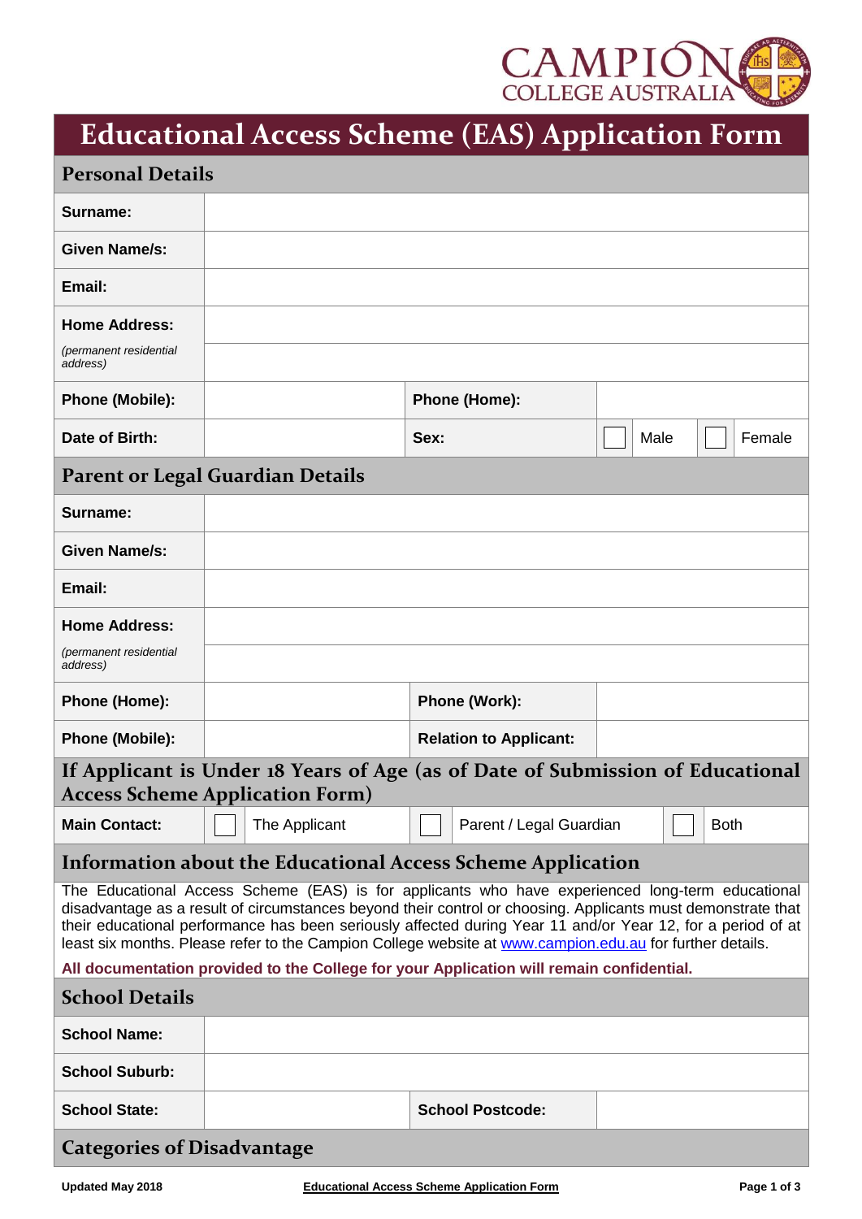# Educational Access Scheme (EAS) Application Form

## Personal Details

| | | | | | | |
|---|---|---|---|---|---|---|
| **Surname:** | | | | | | |
| **Given Name/s:** | | | | | | |
| **Email:** | | | | | | |
| **Home Address:** *(permanent residential address)* | | | | | | |
| **Phone (Mobile):** | | **Phone (Home):** | | | | |
| **Date of Birth:** | | **Sex:** | ☐ | Male | ☐ | Female |

## Parent or Legal Guardian Details

| | | | |
|---|---|---|---|
| **Surname:** | | | |
| **Given Name/s:** | | | |
| **Email:** | | | |
| **Home Address:** *(permanent residential address)* | | | |
| **Phone (Home):** | | **Phone (Work):** | |
| **Phone (Mobile):** | | **Relation to Applicant:** | |

## If Applicant is Under 18 Years of Age (as of Date of Submission of Educational Access Scheme Application Form)

| | | | | | | |
|---|---|---|---|---|---|---|
| **Main Contact:** | ☐ | The Applicant | ☐ | Parent / Legal Guardian | ☐ | Both |

## Information about the Educational Access Scheme Application

The Educational Access Scheme (EAS) is for applicants who have experienced long-term educational disadvantage as a result of circumstances beyond their control or choosing. Applicants must demonstrate that their educational performance has been seriously affected during Year 11 and/or Year 12, for a period of at least six months. Please refer to the Campion College website at www.campion.edu.au for further details.

**All documentation provided to the College for your Application will remain confidential.**

## School Details

| | | | |
|---|---|---|---|
| **School Name:** | | | |
| **School Suburb:** | | | |
| **School State:** | | **School Postcode:** | |

## Categories of Disadvantage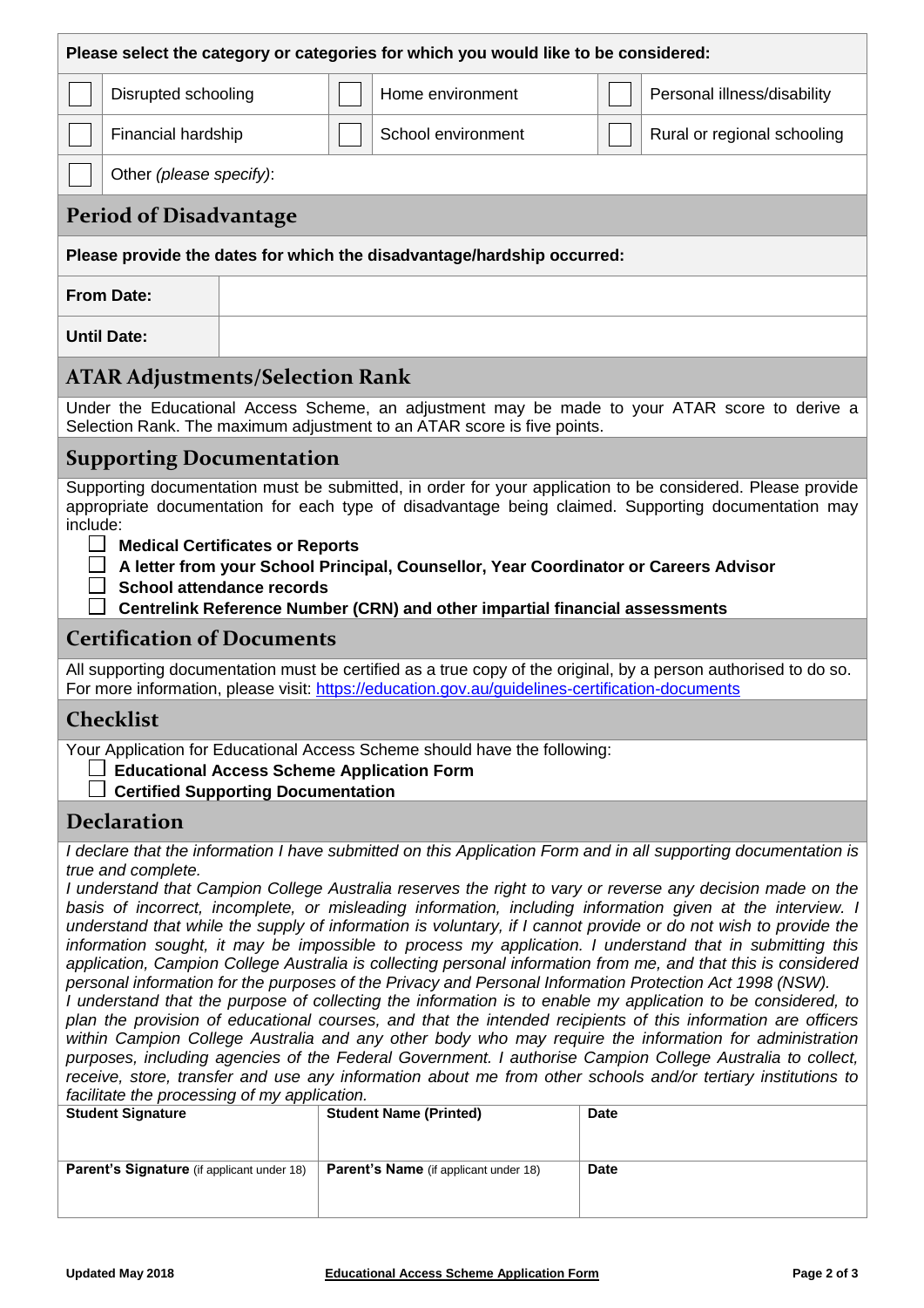**Please select the category or categories for which you would like to be considered:**

| | | | | | |
|---|---|---|---|---|---|
| ☐ | Disrupted schooling | ☐ | Home environment | ☐ | Personal illness/disability |
| ☐ | Financial hardship | ☐ | School environment | ☐ | Rural or regional schooling |
| ☐ | Other *(please specify)*: | | | | |

## Period of Disadvantage

**Please provide the dates for which the disadvantage/hardship occurred:**

| | |
|---|---|
| **From Date:** | |
| **Until Date:** | |

## ATAR Adjustments/Selection Rank

Under the Educational Access Scheme, an adjustment may be made to your ATAR score to derive a Selection Rank. The maximum adjustment to an ATAR score is five points.

## Supporting Documentation

Supporting documentation must be submitted, in order for your application to be considered. Please provide appropriate documentation for each type of disadvantage being claimed. Supporting documentation may include:

- ☐ **Medical Certificates or Reports**
- ☐ **A letter from your School Principal, Counsellor, Year Coordinator or Careers Advisor**
- ☐ **School attendance records**
- ☐ **Centrelink Reference Number (CRN) and other impartial financial assessments**

## Certification of Documents

All supporting documentation must be certified as a true copy of the original, by a person authorised to do so. For more information, please visit: https://education.gov.au/guidelines-certification-documents

## Checklist

Your Application for Educational Access Scheme should have the following:

- ☐ **Educational Access Scheme Application Form**
- ☐ **Certified Supporting Documentation**

## Declaration

*I declare that the information I have submitted on this Application Form and in all supporting documentation is true and complete.*

*I understand that Campion College Australia reserves the right to vary or reverse any decision made on the basis of incorrect, incomplete, or misleading information, including information given at the interview. I understand that while the supply of information is voluntary, if I cannot provide or do not wish to provide the information sought, it may be impossible to process my application. I understand that in submitting this application, Campion College Australia is collecting personal information from me, and that this is considered personal information for the purposes of the Privacy and Personal Information Protection Act 1998 (NSW).*

*I understand that the purpose of collecting the information is to enable my application to be considered, to plan the provision of educational courses, and that the intended recipients of this information are officers within Campion College Australia and any other body who may require the information for administration purposes, including agencies of the Federal Government. I authorise Campion College Australia to collect, receive, store, transfer and use any information about me from other schools and/or tertiary institutions to facilitate the processing of my application.*

| **Student Signature** | **Student Name (Printed)** | **Date** |
|---|---|---|
| | | |
| **Parent's Signature** (if applicant under 18) | **Parent's Name** (if applicant under 18) | **Date** |
| | | |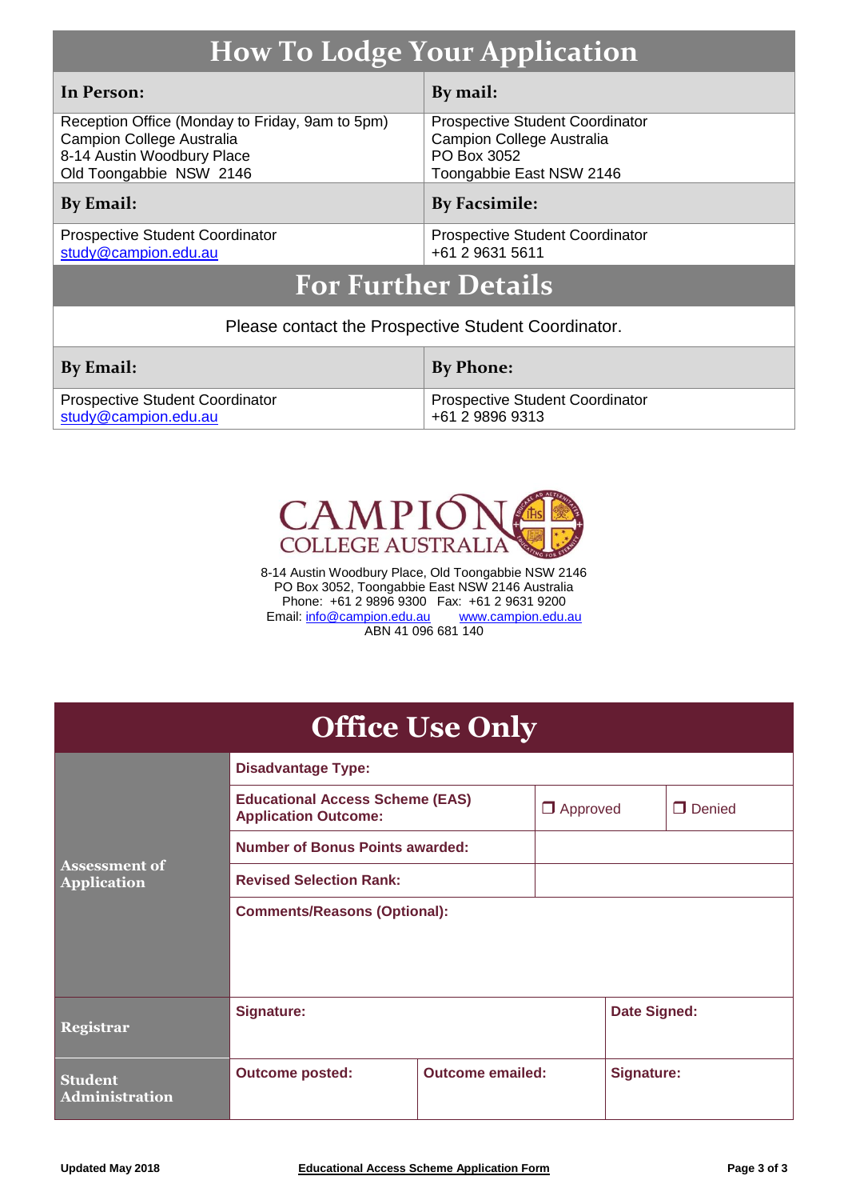# How To Lodge Your Application

| In Person: | By mail: |
|---|---|
| Reception Office (Monday to Friday, 9am to 5pm)<br>Campion College Australia<br>8-14 Austin Woodbury Place<br>Old Toongabbie NSW 2146 | Prospective Student Coordinator<br>Campion College Australia<br>PO Box 3052<br>Toongabbie East NSW 2146 |
| **By Email:** | **By Facsimile:** |
| Prospective Student Coordinator<br>study@campion.edu.au | Prospective Student Coordinator<br>+61 2 9631 5611 |

# For Further Details

Please contact the Prospective Student Coordinator.

| By Email: | By Phone: |
|---|---|
| Prospective Student Coordinator<br>study@campion.edu.au | Prospective Student Coordinator<br>+61 2 9896 9313 |

CAMPION COLLEGE AUSTRALIA

8-14 Austin Woodbury Place, Old Toongabbie NSW 2146
PO Box 3052, Toongabbie East NSW 2146 Australia
Phone: +61 2 9896 9300 Fax: +61 2 9631 9200
Email: info@campion.edu.au www.campion.edu.au
ABN 41 096 681 140

# Office Use Only

| | | | | |
|---|---|---|---|---|
| **Assessment of Application** | **Disadvantage Type:** | | | |
| | **Educational Access Scheme (EAS) Application Outcome:** | | ❒ Approved | ❒ Denied |
| | **Number of Bonus Points awarded:** | | | |
| | **Revised Selection Rank:** | | | |
| | **Comments/Reasons (Optional):** | | | |
| **Registrar** | **Signature:** | | **Date Signed:** | |
| **Student Administration** | **Outcome posted:** | **Outcome emailed:** | **Signature:** | |